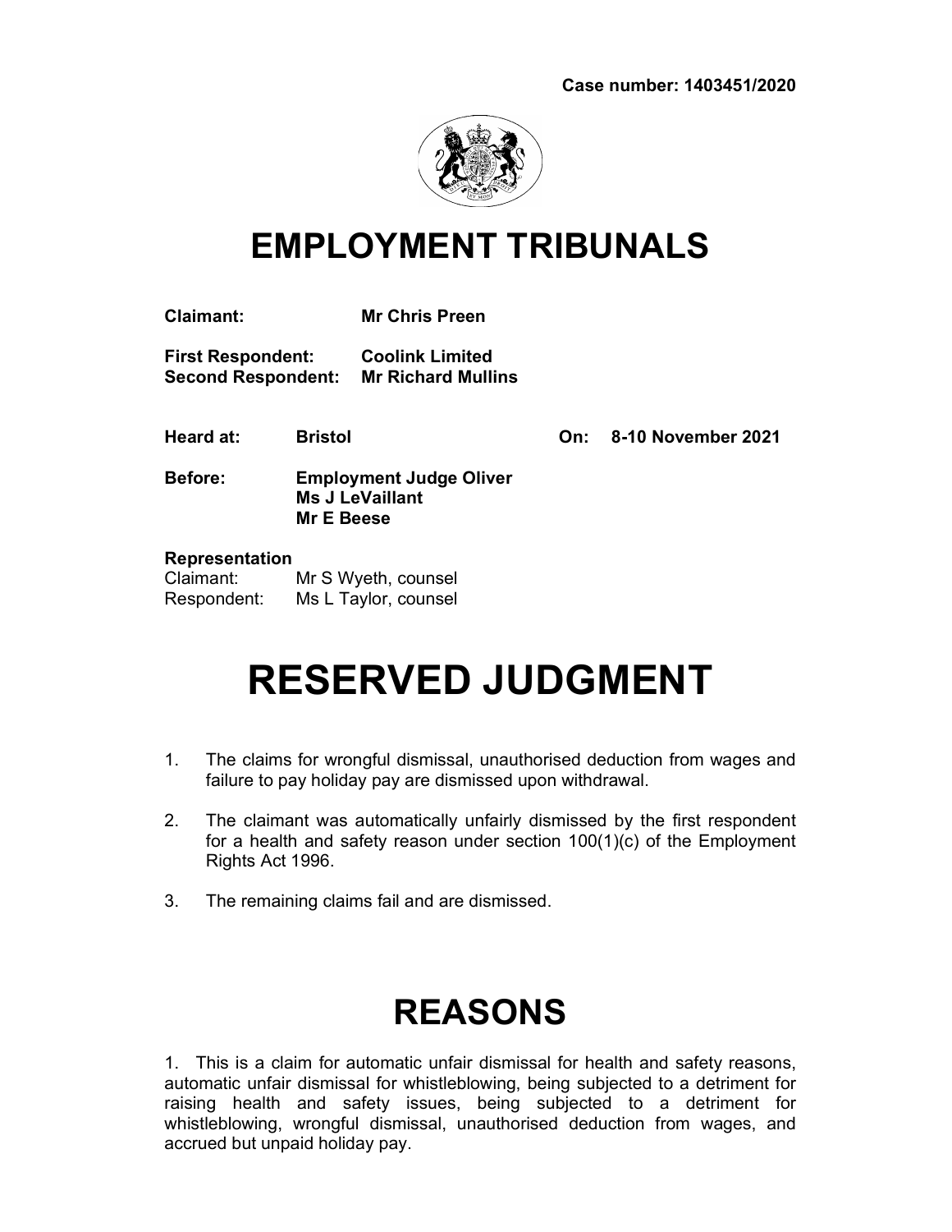**Case number: 1403451/2020**

# EMPLOYMENT TRIBUNALS

**Claimant:** **Mr Chris Preen**

**First Respondent:** **Coolink Limited**
**Second Respondent:** **Mr Richard Mullins**

**Heard at:** **Bristol** **On:** **8-10 November 2021**

**Before:** **Employment Judge Oliver**
**Ms J LeVaillant**
**Mr E Beese**

**Representation**
Claimant: Mr S Wyeth, counsel
Respondent: Ms L Taylor, counsel

# RESERVED JUDGMENT

1. The claims for wrongful dismissal, unauthorised deduction from wages and failure to pay holiday pay are dismissed upon withdrawal.

2. The claimant was automatically unfairly dismissed by the first respondent for a health and safety reason under section 100(1)(c) of the Employment Rights Act 1996.

3. The remaining claims fail and are dismissed.

# REASONS

1. This is a claim for automatic unfair dismissal for health and safety reasons, automatic unfair dismissal for whistleblowing, being subjected to a detriment for raising health and safety issues, being subjected to a detriment for whistleblowing, wrongful dismissal, unauthorised deduction from wages, and accrued but unpaid holiday pay.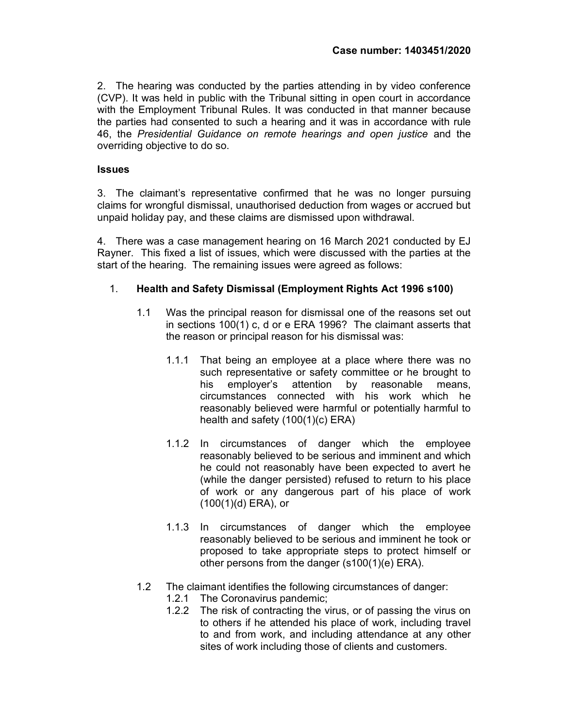2. The hearing was conducted by the parties attending in by video conference (CVP). It was held in public with the Tribunal sitting in open court in accordance with the Employment Tribunal Rules. It was conducted in that manner because the parties had consented to such a hearing and it was in accordance with rule 46, the *Presidential Guidance on remote hearings and open justice* and the overriding objective to do so.

**Issues**

3. The claimant's representative confirmed that he was no longer pursuing claims for wrongful dismissal, unauthorised deduction from wages or accrued but unpaid holiday pay, and these claims are dismissed upon withdrawal.

4. There was a case management hearing on 16 March 2021 conducted by EJ Rayner. This fixed a list of issues, which were discussed with the parties at the start of the hearing. The remaining issues were agreed as follows:

1. **Health and Safety Dismissal (Employment Rights Act 1996 s100)**

    1.1 Was the principal reason for dismissal one of the reasons set out in sections 100(1) c, d or e ERA 1996? The claimant asserts that the reason or principal reason for his dismissal was:

    1.1.1 That being an employee at a place where there was no such representative or safety committee or he brought to his employer's attention by reasonable means, circumstances connected with his work which he reasonably believed were harmful or potentially harmful to health and safety (100(1)(c) ERA)

    1.1.2 In circumstances of danger which the employee reasonably believed to be serious and imminent and which he could not reasonably have been expected to avert he (while the danger persisted) refused to return to his place of work or any dangerous part of his place of work (100(1)(d) ERA), or

    1.1.3 In circumstances of danger which the employee reasonably believed to be serious and imminent he took or proposed to take appropriate steps to protect himself or other persons from the danger (s100(1)(e) ERA).

    1.2 The claimant identifies the following circumstances of danger:

    1.2.1 The Coronavirus pandemic;

    1.2.2 The risk of contracting the virus, or of passing the virus on to others if he attended his place of work, including travel to and from work, and including attendance at any other sites of work including those of clients and customers.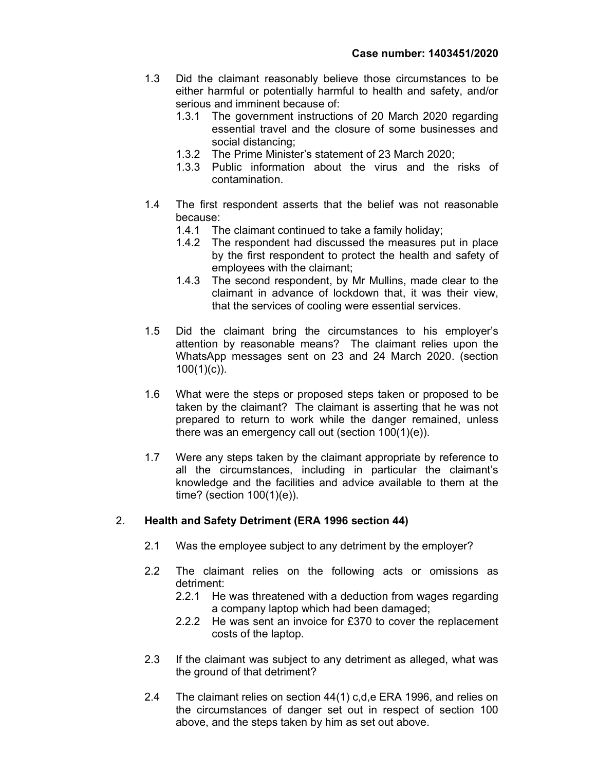1.3 Did the claimant reasonably believe those circumstances to be either harmful or potentially harmful to health and safety, and/or serious and imminent because of:
   1.3.1 The government instructions of 20 March 2020 regarding essential travel and the closure of some businesses and social distancing;
   1.3.2 The Prime Minister's statement of 23 March 2020;
   1.3.3 Public information about the virus and the risks of contamination.

1.4 The first respondent asserts that the belief was not reasonable because:
   1.4.1 The claimant continued to take a family holiday;
   1.4.2 The respondent had discussed the measures put in place by the first respondent to protect the health and safety of employees with the claimant;
   1.4.3 The second respondent, by Mr Mullins, made clear to the claimant in advance of lockdown that, it was their view, that the services of cooling were essential services.

1.5 Did the claimant bring the circumstances to his employer's attention by reasonable means? The claimant relies upon the WhatsApp messages sent on 23 and 24 March 2020. (section 100(1)(c)).

1.6 What were the steps or proposed steps taken or proposed to be taken by the claimant? The claimant is asserting that he was not prepared to return to work while the danger remained, unless there was an emergency call out (section 100(1)(e)).

1.7 Were any steps taken by the claimant appropriate by reference to all the circumstances, including in particular the claimant's knowledge and the facilities and advice available to them at the time? (section 100(1)(e)).

## 2. Health and Safety Detriment (ERA 1996 section 44)

2.1 Was the employee subject to any detriment by the employer?

2.2 The claimant relies on the following acts or omissions as detriment:
   2.2.1 He was threatened with a deduction from wages regarding a company laptop which had been damaged;
   2.2.2 He was sent an invoice for £370 to cover the replacement costs of the laptop.

2.3 If the claimant was subject to any detriment as alleged, what was the ground of that detriment?

2.4 The claimant relies on section 44(1) c,d,e ERA 1996, and relies on the circumstances of danger set out in respect of section 100 above, and the steps taken by him as set out above.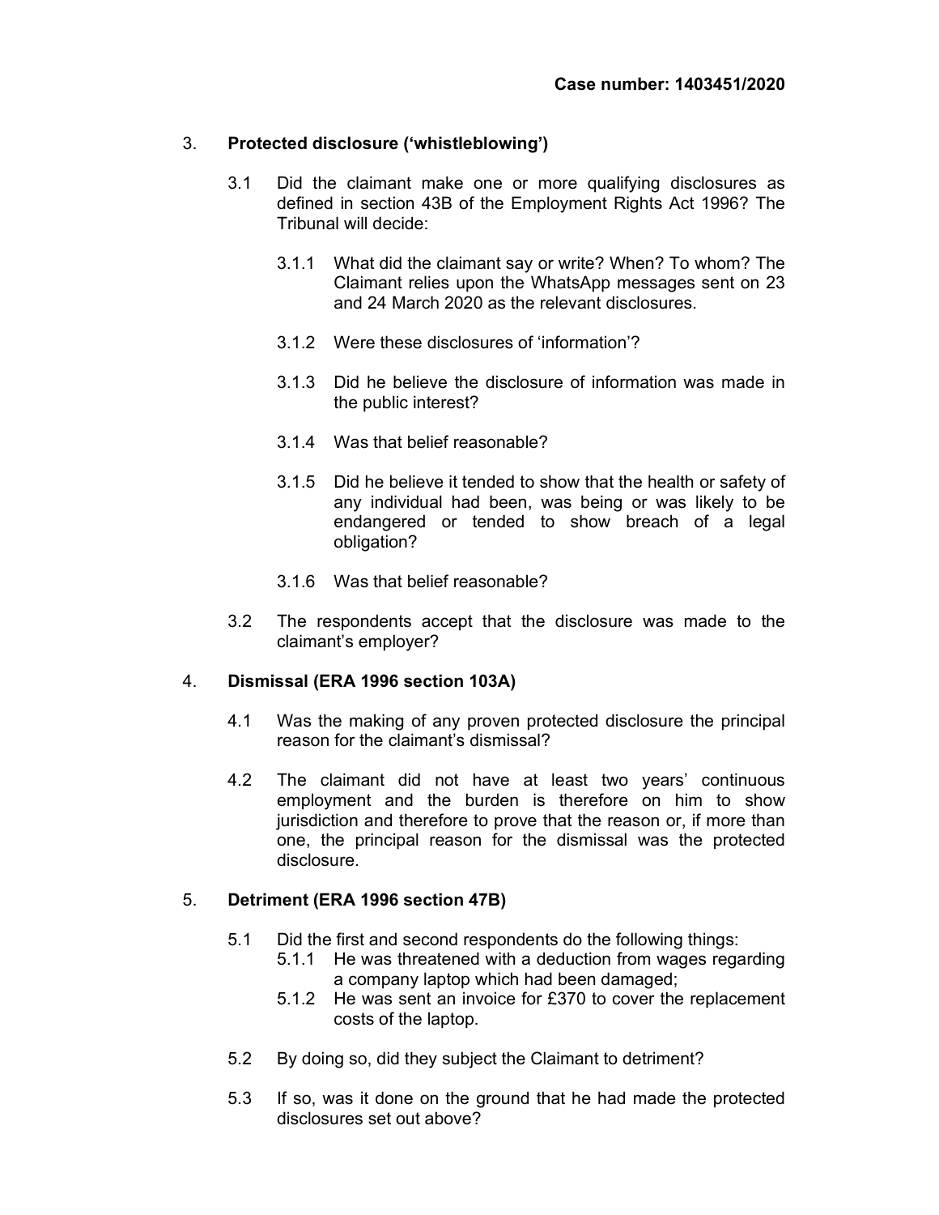3. **Protected disclosure ('whistleblowing')**

   3.1 Did the claimant make one or more qualifying disclosures as defined in section 43B of the Employment Rights Act 1996? The Tribunal will decide:

      3.1.1 What did the claimant say or write? When? To whom? The Claimant relies upon the WhatsApp messages sent on 23 and 24 March 2020 as the relevant disclosures.

      3.1.2 Were these disclosures of 'information'?

      3.1.3 Did he believe the disclosure of information was made in the public interest?

      3.1.4 Was that belief reasonable?

      3.1.5 Did he believe it tended to show that the health or safety of any individual had been, was being or was likely to be endangered or tended to show breach of a legal obligation?

      3.1.6 Was that belief reasonable?

   3.2 The respondents accept that the disclosure was made to the claimant's employer?

4. **Dismissal (ERA 1996 section 103A)**

   4.1 Was the making of any proven protected disclosure the principal reason for the claimant's dismissal?

   4.2 The claimant did not have at least two years' continuous employment and the burden is therefore on him to show jurisdiction and therefore to prove that the reason or, if more than one, the principal reason for the dismissal was the protected disclosure.

5. **Detriment (ERA 1996 section 47B)**

   5.1 Did the first and second respondents do the following things:

      5.1.1 He was threatened with a deduction from wages regarding a company laptop which had been damaged;

      5.1.2 He was sent an invoice for £370 to cover the replacement costs of the laptop.

   5.2 By doing so, did they subject the Claimant to detriment?

   5.3 If so, was it done on the ground that he had made the protected disclosures set out above?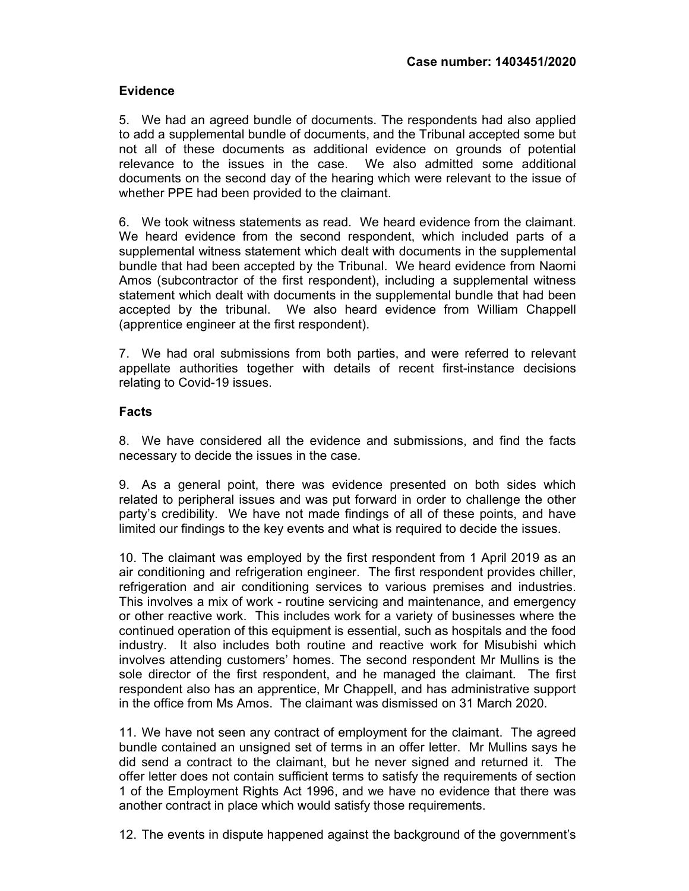## Evidence

5. We had an agreed bundle of documents. The respondents had also applied to add a supplemental bundle of documents, and the Tribunal accepted some but not all of these documents as additional evidence on grounds of potential relevance to the issues in the case. We also admitted some additional documents on the second day of the hearing which were relevant to the issue of whether PPE had been provided to the claimant.

6. We took witness statements as read. We heard evidence from the claimant. We heard evidence from the second respondent, which included parts of a supplemental witness statement which dealt with documents in the supplemental bundle that had been accepted by the Tribunal. We heard evidence from Naomi Amos (subcontractor of the first respondent), including a supplemental witness statement which dealt with documents in the supplemental bundle that had been accepted by the tribunal. We also heard evidence from William Chappell (apprentice engineer at the first respondent).

7. We had oral submissions from both parties, and were referred to relevant appellate authorities together with details of recent first-instance decisions relating to Covid-19 issues.

## Facts

8. We have considered all the evidence and submissions, and find the facts necessary to decide the issues in the case.

9. As a general point, there was evidence presented on both sides which related to peripheral issues and was put forward in order to challenge the other party's credibility. We have not made findings of all of these points, and have limited our findings to the key events and what is required to decide the issues.

10. The claimant was employed by the first respondent from 1 April 2019 as an air conditioning and refrigeration engineer. The first respondent provides chiller, refrigeration and air conditioning services to various premises and industries. This involves a mix of work - routine servicing and maintenance, and emergency or other reactive work. This includes work for a variety of businesses where the continued operation of this equipment is essential, such as hospitals and the food industry. It also includes both routine and reactive work for Misubishi which involves attending customers' homes. The second respondent Mr Mullins is the sole director of the first respondent, and he managed the claimant. The first respondent also has an apprentice, Mr Chappell, and has administrative support in the office from Ms Amos. The claimant was dismissed on 31 March 2020.

11. We have not seen any contract of employment for the claimant. The agreed bundle contained an unsigned set of terms in an offer letter. Mr Mullins says he did send a contract to the claimant, but he never signed and returned it. The offer letter does not contain sufficient terms to satisfy the requirements of section 1 of the Employment Rights Act 1996, and we have no evidence that there was another contract in place which would satisfy those requirements.

12. The events in dispute happened against the background of the government's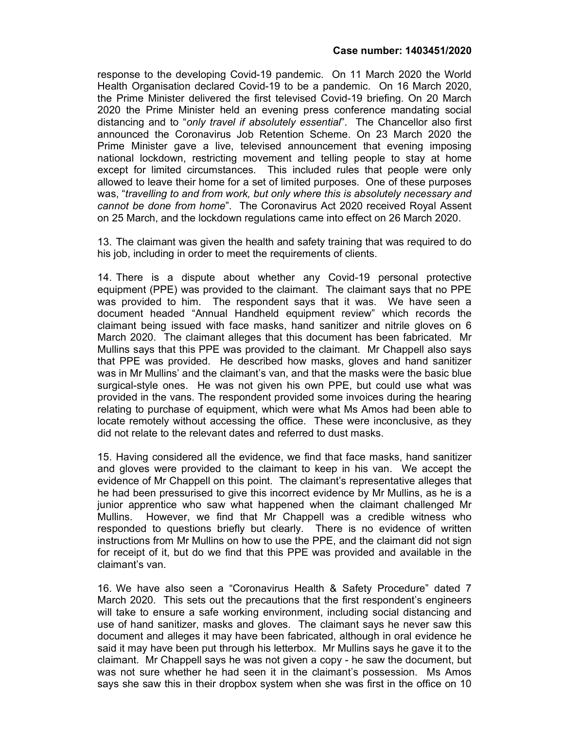response to the developing Covid-19 pandemic. On 11 March 2020 the World Health Organisation declared Covid-19 to be a pandemic. On 16 March 2020, the Prime Minister delivered the first televised Covid-19 briefing. On 20 March 2020 the Prime Minister held an evening press conference mandating social distancing and to "*only travel if absolutely essential*". The Chancellor also first announced the Coronavirus Job Retention Scheme. On 23 March 2020 the Prime Minister gave a live, televised announcement that evening imposing national lockdown, restricting movement and telling people to stay at home except for limited circumstances. This included rules that people were only allowed to leave their home for a set of limited purposes. One of these purposes was, "*travelling to and from work, but only where this is absolutely necessary and cannot be done from home*". The Coronavirus Act 2020 received Royal Assent on 25 March, and the lockdown regulations came into effect on 26 March 2020.

13. The claimant was given the health and safety training that was required to do his job, including in order to meet the requirements of clients.

14. There is a dispute about whether any Covid-19 personal protective equipment (PPE) was provided to the claimant. The claimant says that no PPE was provided to him. The respondent says that it was. We have seen a document headed "Annual Handheld equipment review" which records the claimant being issued with face masks, hand sanitizer and nitrile gloves on 6 March 2020. The claimant alleges that this document has been fabricated. Mr Mullins says that this PPE was provided to the claimant. Mr Chappell also says that PPE was provided. He described how masks, gloves and hand sanitizer was in Mr Mullins' and the claimant's van, and that the masks were the basic blue surgical-style ones. He was not given his own PPE, but could use what was provided in the vans. The respondent provided some invoices during the hearing relating to purchase of equipment, which were what Ms Amos had been able to locate remotely without accessing the office. These were inconclusive, as they did not relate to the relevant dates and referred to dust masks.

15. Having considered all the evidence, we find that face masks, hand sanitizer and gloves were provided to the claimant to keep in his van. We accept the evidence of Mr Chappell on this point. The claimant's representative alleges that he had been pressurised to give this incorrect evidence by Mr Mullins, as he is a junior apprentice who saw what happened when the claimant challenged Mr Mullins. However, we find that Mr Chappell was a credible witness who responded to questions briefly but clearly. There is no evidence of written instructions from Mr Mullins on how to use the PPE, and the claimant did not sign for receipt of it, but do we find that this PPE was provided and available in the claimant's van.

16. We have also seen a "Coronavirus Health & Safety Procedure" dated 7 March 2020. This sets out the precautions that the first respondent's engineers will take to ensure a safe working environment, including social distancing and use of hand sanitizer, masks and gloves. The claimant says he never saw this document and alleges it may have been fabricated, although in oral evidence he said it may have been put through his letterbox. Mr Mullins says he gave it to the claimant. Mr Chappell says he was not given a copy - he saw the document, but was not sure whether he had seen it in the claimant's possession. Ms Amos says she saw this in their dropbox system when she was first in the office on 10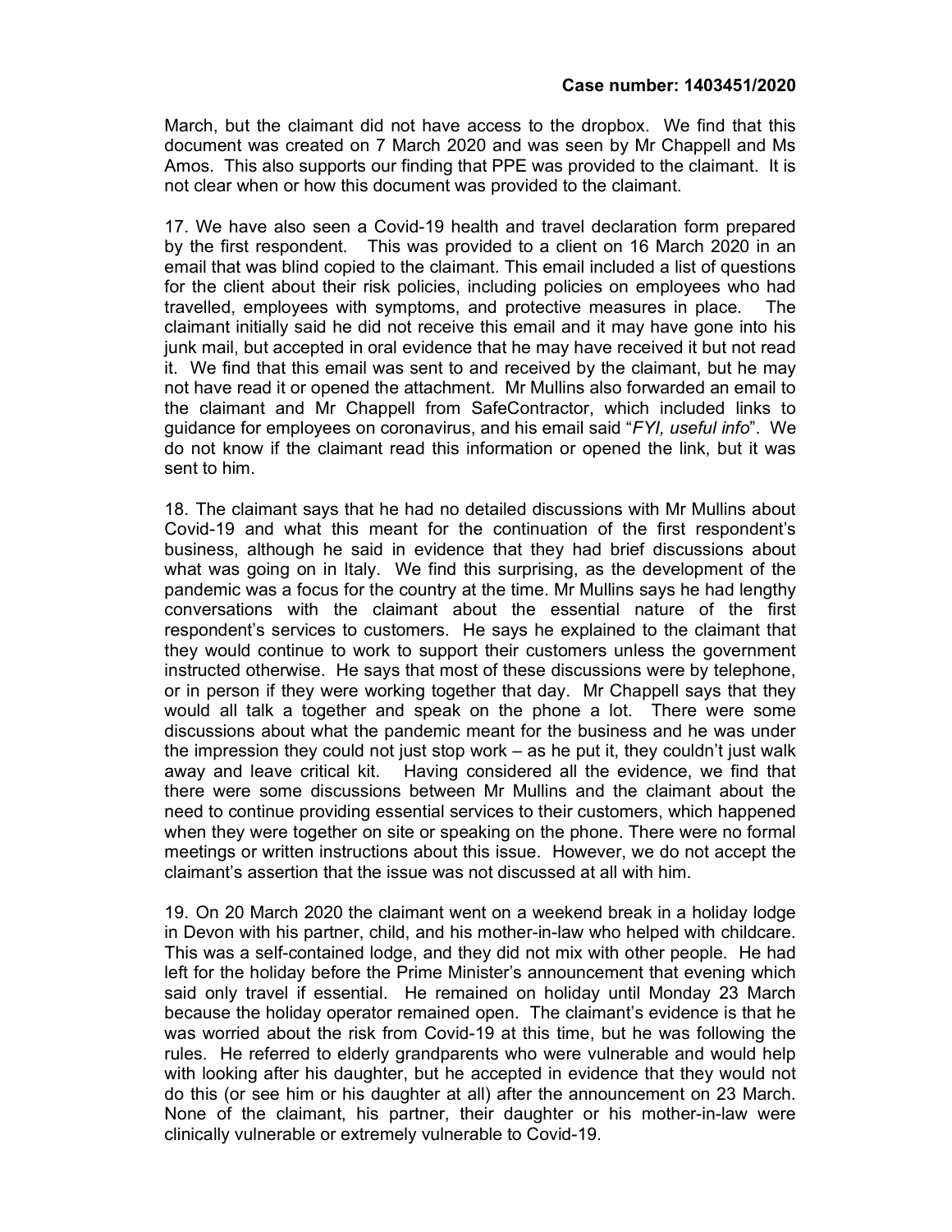March, but the claimant did not have access to the dropbox. We find that this document was created on 7 March 2020 and was seen by Mr Chappell and Ms Amos. This also supports our finding that PPE was provided to the claimant. It is not clear when or how this document was provided to the claimant.

17. We have also seen a Covid-19 health and travel declaration form prepared by the first respondent. This was provided to a client on 16 March 2020 in an email that was blind copied to the claimant. This email included a list of questions for the client about their risk policies, including policies on employees who had travelled, employees with symptoms, and protective measures in place. The claimant initially said he did not receive this email and it may have gone into his junk mail, but accepted in oral evidence that he may have received it but not read it. We find that this email was sent to and received by the claimant, but he may not have read it or opened the attachment. Mr Mullins also forwarded an email to the claimant and Mr Chappell from SafeContractor, which included links to guidance for employees on coronavirus, and his email said "*FYI, useful info*". We do not know if the claimant read this information or opened the link, but it was sent to him.

18. The claimant says that he had no detailed discussions with Mr Mullins about Covid-19 and what this meant for the continuation of the first respondent's business, although he said in evidence that they had brief discussions about what was going on in Italy. We find this surprising, as the development of the pandemic was a focus for the country at the time. Mr Mullins says he had lengthy conversations with the claimant about the essential nature of the first respondent's services to customers. He says he explained to the claimant that they would continue to work to support their customers unless the government instructed otherwise. He says that most of these discussions were by telephone, or in person if they were working together that day. Mr Chappell says that they would all talk a together and speak on the phone a lot. There were some discussions about what the pandemic meant for the business and he was under the impression they could not just stop work – as he put it, they couldn't just walk away and leave critical kit. Having considered all the evidence, we find that there were some discussions between Mr Mullins and the claimant about the need to continue providing essential services to their customers, which happened when they were together on site or speaking on the phone. There were no formal meetings or written instructions about this issue. However, we do not accept the claimant's assertion that the issue was not discussed at all with him.

19. On 20 March 2020 the claimant went on a weekend break in a holiday lodge in Devon with his partner, child, and his mother-in-law who helped with childcare. This was a self-contained lodge, and they did not mix with other people. He had left for the holiday before the Prime Minister's announcement that evening which said only travel if essential. He remained on holiday until Monday 23 March because the holiday operator remained open. The claimant's evidence is that he was worried about the risk from Covid-19 at this time, but he was following the rules. He referred to elderly grandparents who were vulnerable and would help with looking after his daughter, but he accepted in evidence that they would not do this (or see him or his daughter at all) after the announcement on 23 March. None of the claimant, his partner, their daughter or his mother-in-law were clinically vulnerable or extremely vulnerable to Covid-19.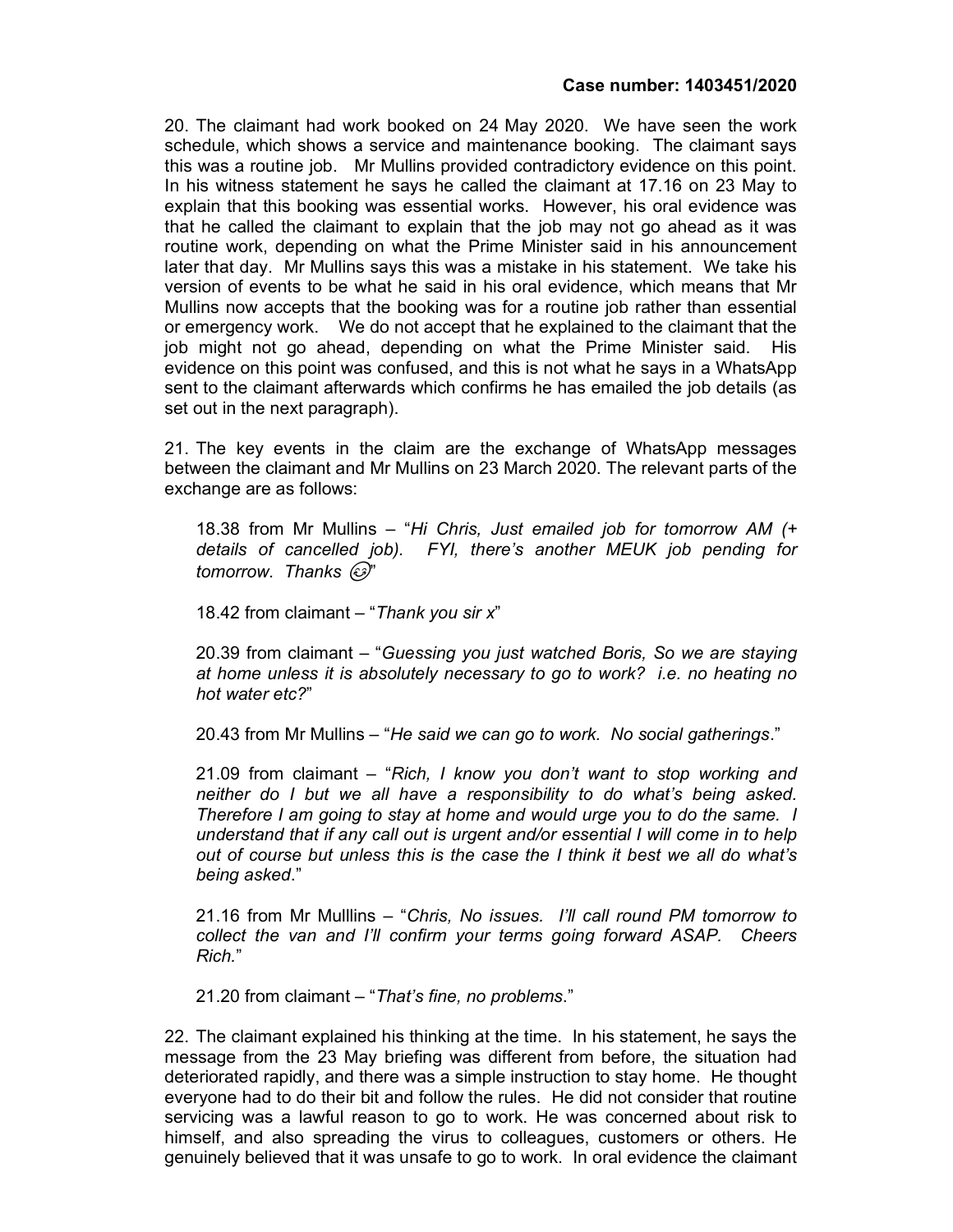20. The claimant had work booked on 24 May 2020. We have seen the work schedule, which shows a service and maintenance booking. The claimant says this was a routine job. Mr Mullins provided contradictory evidence on this point. In his witness statement he says he called the claimant at 17.16 on 23 May to explain that this booking was essential works. However, his oral evidence was that he called the claimant to explain that the job may not go ahead as it was routine work, depending on what the Prime Minister said in his announcement later that day. Mr Mullins says this was a mistake in his statement. We take his version of events to be what he said in his oral evidence, which means that Mr Mullins now accepts that the booking was for a routine job rather than essential or emergency work. We do not accept that he explained to the claimant that the job might not go ahead, depending on what the Prime Minister said. His evidence on this point was confused, and this is not what he says in a WhatsApp sent to the claimant afterwards which confirms he has emailed the job details (as set out in the next paragraph).

21. The key events in the claim are the exchange of WhatsApp messages between the claimant and Mr Mullins on 23 March 2020. The relevant parts of the exchange are as follows:

> 18.38 from Mr Mullins – "*Hi Chris, Just emailed job for tomorrow AM (+ details of cancelled job). FYI, there's another MEUK job pending for tomorrow. Thanks 😉*"
>
> 18.42 from claimant – "*Thank you sir x*"
>
> 20.39 from claimant – "*Guessing you just watched Boris, So we are staying at home unless it is absolutely necessary to go to work? i.e. no heating no hot water etc?*"
>
> 20.43 from Mr Mullins – "*He said we can go to work. No social gatherings*."
>
> 21.09 from claimant – "*Rich, I know you don't want to stop working and neither do I but we all have a responsibility to do what's being asked. Therefore I am going to stay at home and would urge you to do the same. I understand that if any call out is urgent and/or essential I will come in to help out of course but unless this is the case the I think it best we all do what's being asked*."
>
> 21.16 from Mr Mulllins – "*Chris, No issues. I'll call round PM tomorrow to collect the van and I'll confirm your terms going forward ASAP. Cheers Rich.*"
>
> 21.20 from claimant – "*That's fine, no problems*."

22. The claimant explained his thinking at the time. In his statement, he says the message from the 23 May briefing was different from before, the situation had deteriorated rapidly, and there was a simple instruction to stay home. He thought everyone had to do their bit and follow the rules. He did not consider that routine servicing was a lawful reason to go to work. He was concerned about risk to himself, and also spreading the virus to colleagues, customers or others. He genuinely believed that it was unsafe to go to work. In oral evidence the claimant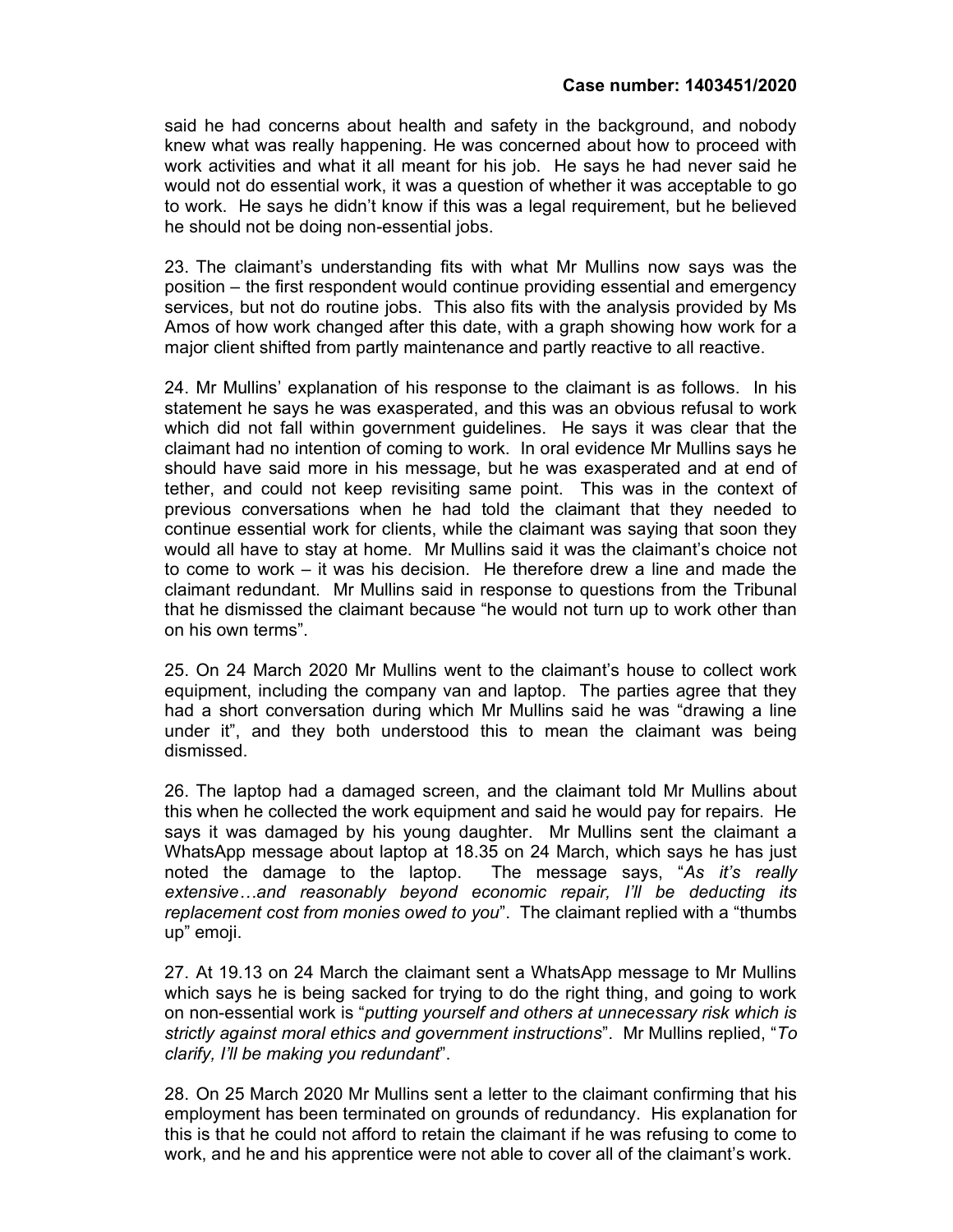said he had concerns about health and safety in the background, and nobody knew what was really happening. He was concerned about how to proceed with work activities and what it all meant for his job. He says he had never said he would not do essential work, it was a question of whether it was acceptable to go to work. He says he didn't know if this was a legal requirement, but he believed he should not be doing non-essential jobs.

23. The claimant's understanding fits with what Mr Mullins now says was the position – the first respondent would continue providing essential and emergency services, but not do routine jobs. This also fits with the analysis provided by Ms Amos of how work changed after this date, with a graph showing how work for a major client shifted from partly maintenance and partly reactive to all reactive.

24. Mr Mullins' explanation of his response to the claimant is as follows. In his statement he says he was exasperated, and this was an obvious refusal to work which did not fall within government guidelines. He says it was clear that the claimant had no intention of coming to work. In oral evidence Mr Mullins says he should have said more in his message, but he was exasperated and at end of tether, and could not keep revisiting same point. This was in the context of previous conversations when he had told the claimant that they needed to continue essential work for clients, while the claimant was saying that soon they would all have to stay at home. Mr Mullins said it was the claimant's choice not to come to work – it was his decision. He therefore drew a line and made the claimant redundant. Mr Mullins said in response to questions from the Tribunal that he dismissed the claimant because "he would not turn up to work other than on his own terms".

25. On 24 March 2020 Mr Mullins went to the claimant's house to collect work equipment, including the company van and laptop. The parties agree that they had a short conversation during which Mr Mullins said he was "drawing a line under it", and they both understood this to mean the claimant was being dismissed.

26. The laptop had a damaged screen, and the claimant told Mr Mullins about this when he collected the work equipment and said he would pay for repairs. He says it was damaged by his young daughter. Mr Mullins sent the claimant a WhatsApp message about laptop at 18.35 on 24 March, which says he has just noted the damage to the laptop. The message says, "*As it's really extensive…and reasonably beyond economic repair, I'll be deducting its replacement cost from monies owed to you*". The claimant replied with a "thumbs up" emoji.

27. At 19.13 on 24 March the claimant sent a WhatsApp message to Mr Mullins which says he is being sacked for trying to do the right thing, and going to work on non-essential work is "*putting yourself and others at unnecessary risk which is strictly against moral ethics and government instructions*". Mr Mullins replied, "*To clarify, I'll be making you redundant*".

28. On 25 March 2020 Mr Mullins sent a letter to the claimant confirming that his employment has been terminated on grounds of redundancy. His explanation for this is that he could not afford to retain the claimant if he was refusing to come to work, and he and his apprentice were not able to cover all of the claimant's work.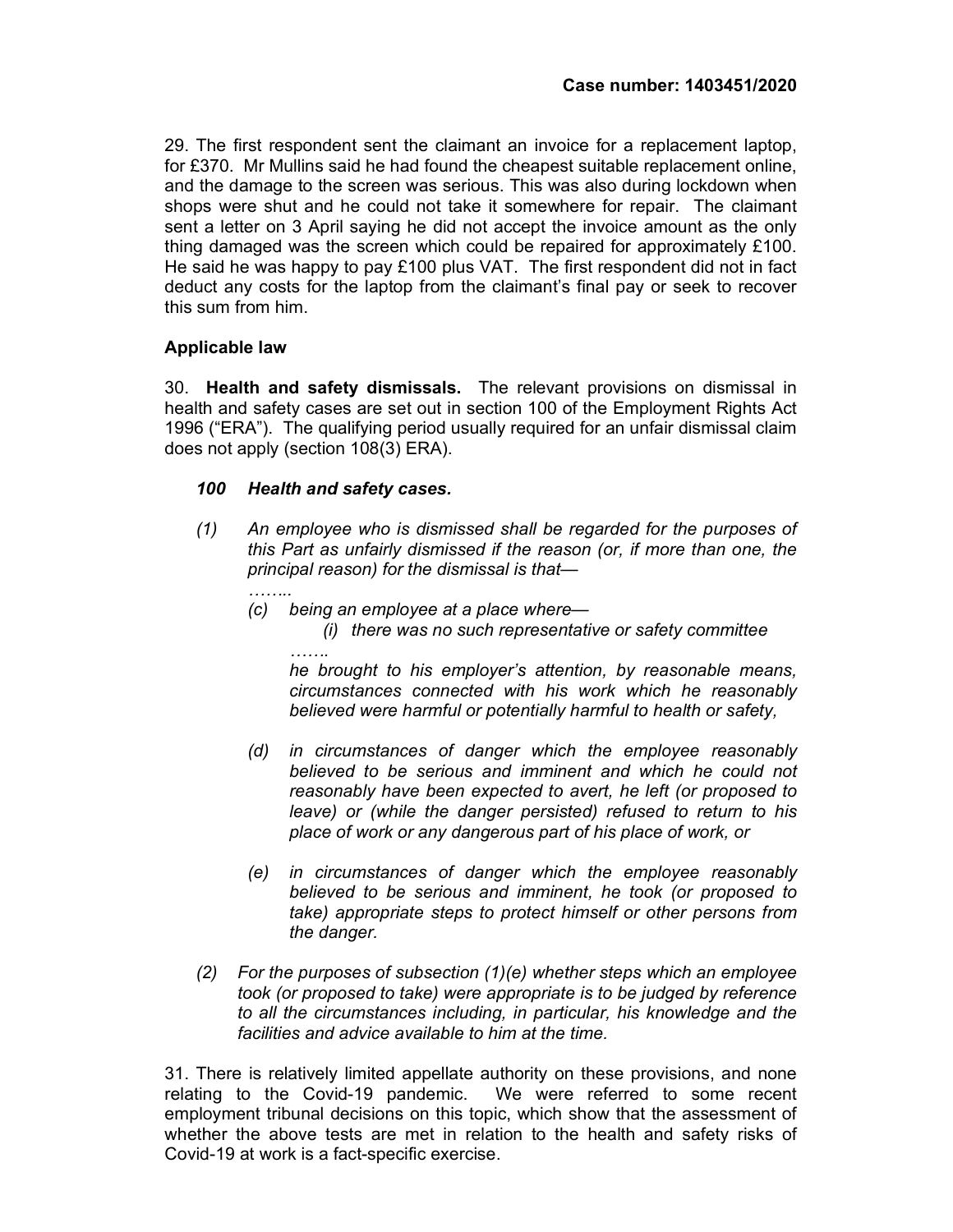29. The first respondent sent the claimant an invoice for a replacement laptop, for £370. Mr Mullins said he had found the cheapest suitable replacement online, and the damage to the screen was serious. This was also during lockdown when shops were shut and he could not take it somewhere for repair. The claimant sent a letter on 3 April saying he did not accept the invoice amount as the only thing damaged was the screen which could be repaired for approximately £100. He said he was happy to pay £100 plus VAT. The first respondent did not in fact deduct any costs for the laptop from the claimant's final pay or seek to recover this sum from him.

## Applicable law

30. **Health and safety dismissals.** The relevant provisions on dismissal in health and safety cases are set out in section 100 of the Employment Rights Act 1996 ("ERA"). The qualifying period usually required for an unfair dismissal claim does not apply (section 108(3) ERA).

> ***100 Health and safety cases.***
>
> *(1) An employee who is dismissed shall be regarded for the purposes of this Part as unfairly dismissed if the reason (or, if more than one, the principal reason) for the dismissal is that—*
>
> *……..*
>
> *(c) being an employee at a place where—*
>
> *(i) there was no such representative or safety committee*
>
> *…….*
>
> *he brought to his employer's attention, by reasonable means, circumstances connected with his work which he reasonably believed were harmful or potentially harmful to health or safety,*
>
> *(d) in circumstances of danger which the employee reasonably believed to be serious and imminent and which he could not reasonably have been expected to avert, he left (or proposed to leave) or (while the danger persisted) refused to return to his place of work or any dangerous part of his place of work, or*
>
> *(e) in circumstances of danger which the employee reasonably believed to be serious and imminent, he took (or proposed to take) appropriate steps to protect himself or other persons from the danger.*
>
> *(2) For the purposes of subsection (1)(e) whether steps which an employee took (or proposed to take) were appropriate is to be judged by reference to all the circumstances including, in particular, his knowledge and the facilities and advice available to him at the time.*

31. There is relatively limited appellate authority on these provisions, and none relating to the Covid-19 pandemic. We were referred to some recent employment tribunal decisions on this topic, which show that the assessment of whether the above tests are met in relation to the health and safety risks of Covid-19 at work is a fact-specific exercise.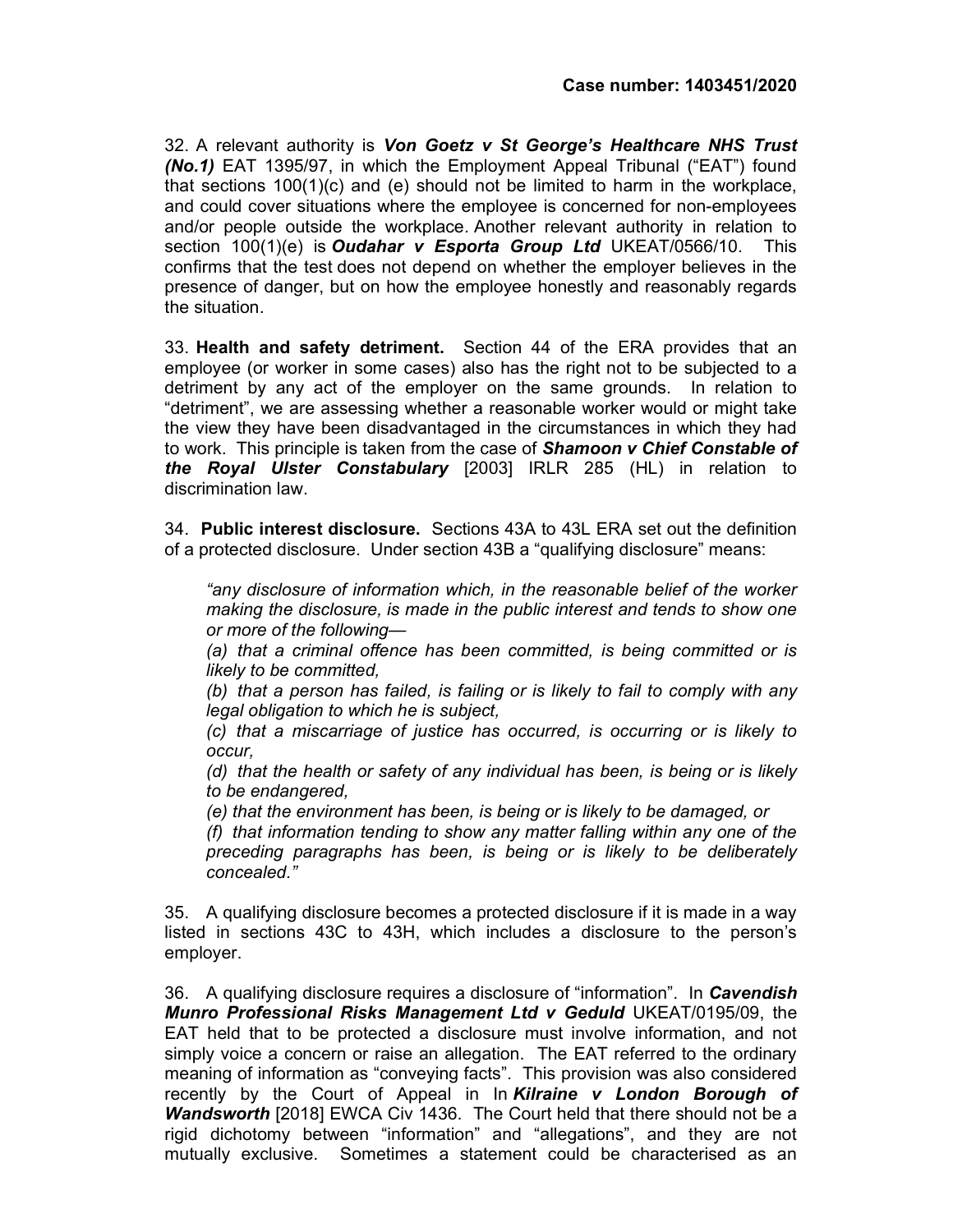32. A relevant authority is ***Von Goetz v St George's Healthcare NHS Trust (No.1)*** EAT 1395/97, in which the Employment Appeal Tribunal ("EAT") found that sections 100(1)(c) and (e) should not be limited to harm in the workplace, and could cover situations where the employee is concerned for non-employees and/or people outside the workplace. Another relevant authority in relation to section 100(1)(e) is ***Oudahar v Esporta Group Ltd*** UKEAT/0566/10. This confirms that the test does not depend on whether the employer believes in the presence of danger, but on how the employee honestly and reasonably regards the situation.

33. **Health and safety detriment.** Section 44 of the ERA provides that an employee (or worker in some cases) also has the right not to be subjected to a detriment by any act of the employer on the same grounds. In relation to "detriment", we are assessing whether a reasonable worker would or might take the view they have been disadvantaged in the circumstances in which they had to work. This principle is taken from the case of ***Shamoon v Chief Constable of the Royal Ulster Constabulary*** [2003] IRLR 285 (HL) in relation to discrimination law.

34. **Public interest disclosure.** Sections 43A to 43L ERA set out the definition of a protected disclosure. Under section 43B a "qualifying disclosure" means:

> *"any disclosure of information which, in the reasonable belief of the worker making the disclosure, is made in the public interest and tends to show one or more of the following—*
>
> *(a) that a criminal offence has been committed, is being committed or is likely to be committed,*
>
> *(b) that a person has failed, is failing or is likely to fail to comply with any legal obligation to which he is subject,*
>
> *(c) that a miscarriage of justice has occurred, is occurring or is likely to occur,*
>
> *(d) that the health or safety of any individual has been, is being or is likely to be endangered,*
>
> *(e) that the environment has been, is being or is likely to be damaged, or*
>
> *(f) that information tending to show any matter falling within any one of the preceding paragraphs has been, is being or is likely to be deliberately concealed."*

35. A qualifying disclosure becomes a protected disclosure if it is made in a way listed in sections 43C to 43H, which includes a disclosure to the person's employer.

36. A qualifying disclosure requires a disclosure of "information". In ***Cavendish Munro Professional Risks Management Ltd v Geduld*** UKEAT/0195/09, the EAT held that to be protected a disclosure must involve information, and not simply voice a concern or raise an allegation. The EAT referred to the ordinary meaning of information as "conveying facts". This provision was also considered recently by the Court of Appeal in In ***Kilraine v London Borough of Wandsworth*** [2018] EWCA Civ 1436. The Court held that there should not be a rigid dichotomy between "information" and "allegations", and they are not mutually exclusive. Sometimes a statement could be characterised as an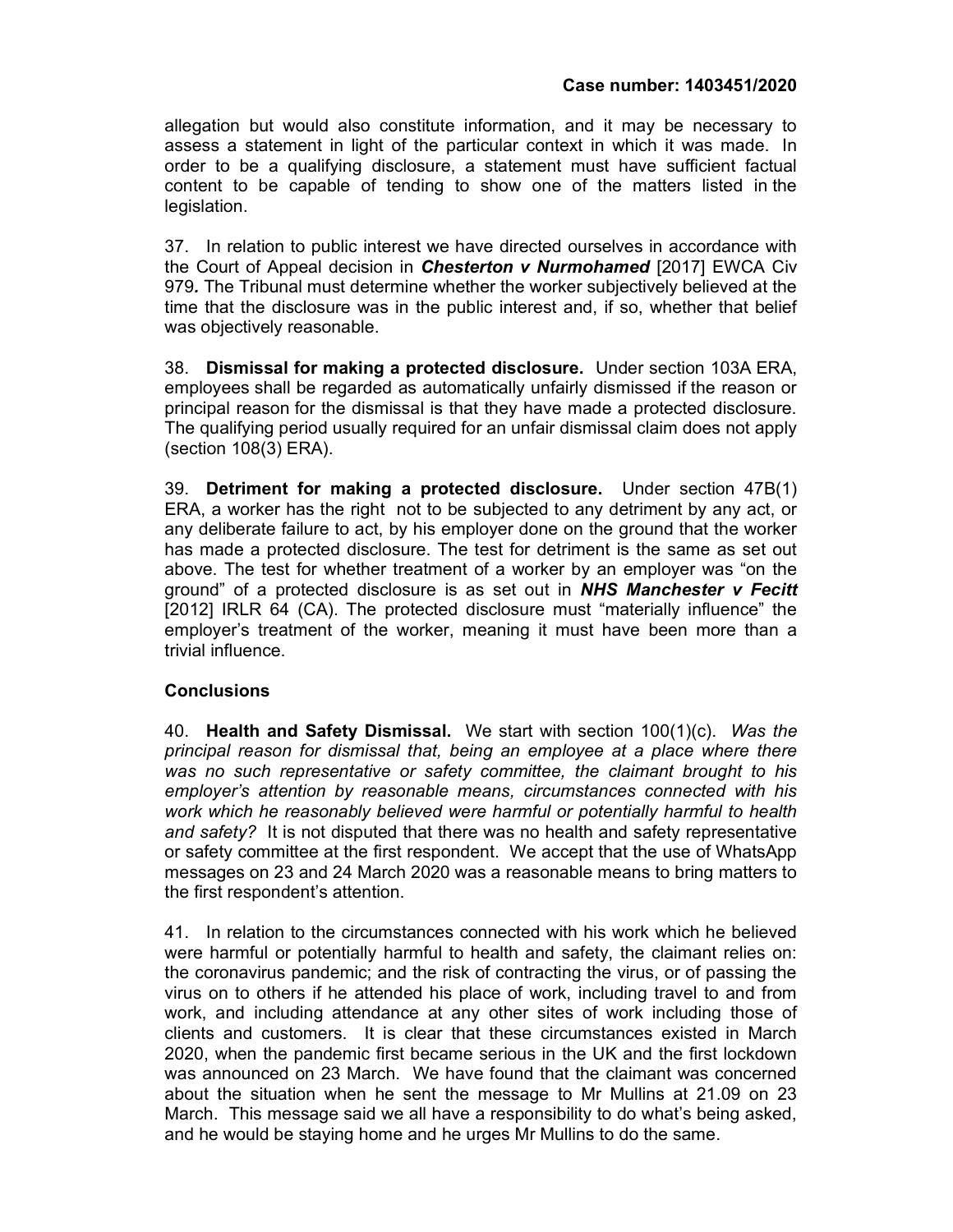allegation but would also constitute information, and it may be necessary to assess a statement in light of the particular context in which it was made. In order to be a qualifying disclosure, a statement must have sufficient factual content to be capable of tending to show one of the matters listed in the legislation.

37. In relation to public interest we have directed ourselves in accordance with the Court of Appeal decision in ***Chesterton v Nurmohamed*** [2017] EWCA Civ 979***.*** The Tribunal must determine whether the worker subjectively believed at the time that the disclosure was in the public interest and, if so, whether that belief was objectively reasonable.

38. **Dismissal for making a protected disclosure.** Under section 103A ERA, employees shall be regarded as automatically unfairly dismissed if the reason or principal reason for the dismissal is that they have made a protected disclosure. The qualifying period usually required for an unfair dismissal claim does not apply (section 108(3) ERA).

39. **Detriment for making a protected disclosure.** Under section 47B(1) ERA, a worker has the right not to be subjected to any detriment by any act, or any deliberate failure to act, by his employer done on the ground that the worker has made a protected disclosure. The test for detriment is the same as set out above. The test for whether treatment of a worker by an employer was "on the ground" of a protected disclosure is as set out in ***NHS Manchester v Fecitt*** [2012] IRLR 64 (CA). The protected disclosure must "materially influence" the employer's treatment of the worker, meaning it must have been more than a trivial influence.

## Conclusions

40. **Health and Safety Dismissal.** We start with section 100(1)(c). *Was the principal reason for dismissal that, being an employee at a place where there was no such representative or safety committee, the claimant brought to his employer's attention by reasonable means, circumstances connected with his work which he reasonably believed were harmful or potentially harmful to health and safety?* It is not disputed that there was no health and safety representative or safety committee at the first respondent. We accept that the use of WhatsApp messages on 23 and 24 March 2020 was a reasonable means to bring matters to the first respondent's attention.

41. In relation to the circumstances connected with his work which he believed were harmful or potentially harmful to health and safety, the claimant relies on: the coronavirus pandemic; and the risk of contracting the virus, or of passing the virus on to others if he attended his place of work, including travel to and from work, and including attendance at any other sites of work including those of clients and customers. It is clear that these circumstances existed in March 2020, when the pandemic first became serious in the UK and the first lockdown was announced on 23 March. We have found that the claimant was concerned about the situation when he sent the message to Mr Mullins at 21.09 on 23 March. This message said we all have a responsibility to do what's being asked, and he would be staying home and he urges Mr Mullins to do the same.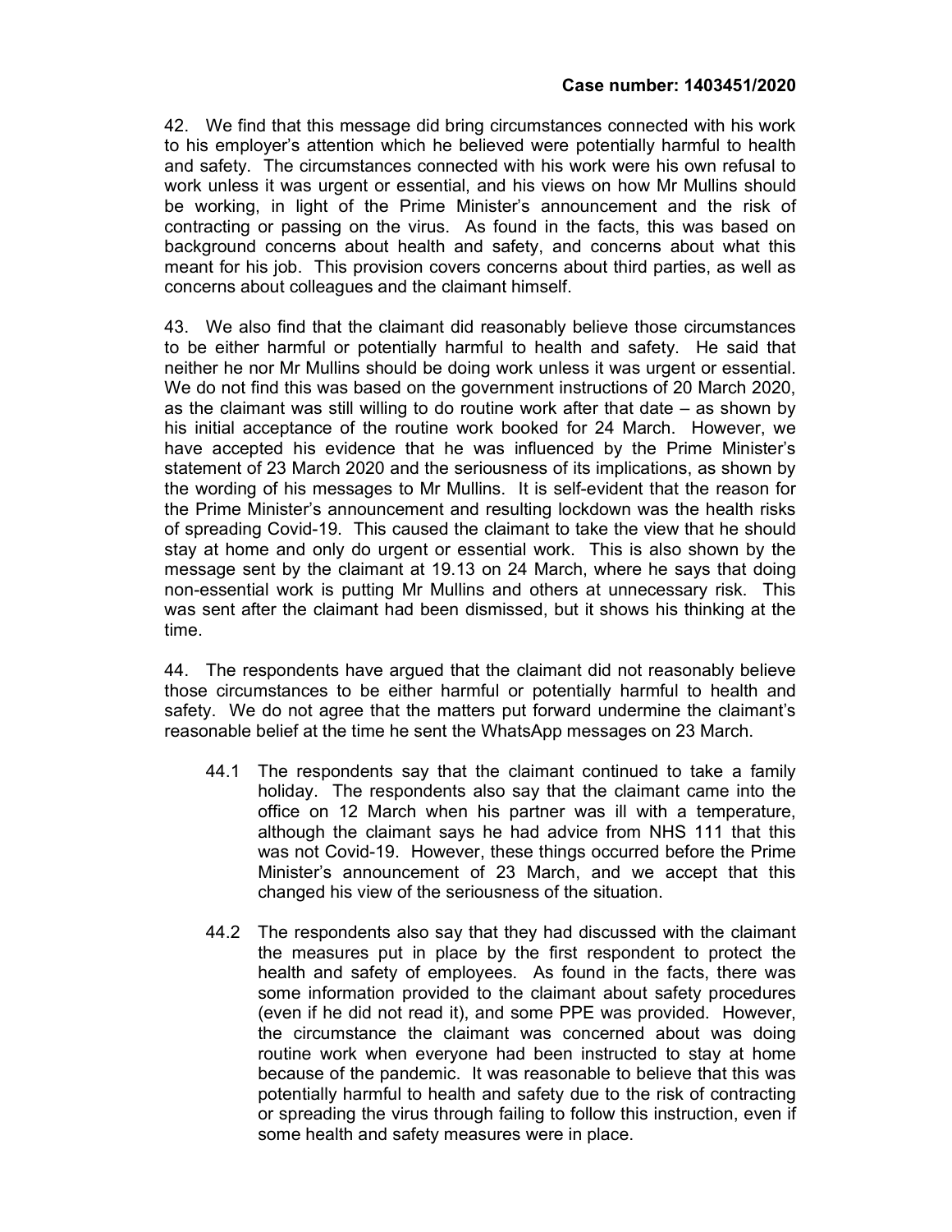42. We find that this message did bring circumstances connected with his work to his employer's attention which he believed were potentially harmful to health and safety. The circumstances connected with his work were his own refusal to work unless it was urgent or essential, and his views on how Mr Mullins should be working, in light of the Prime Minister's announcement and the risk of contracting or passing on the virus. As found in the facts, this was based on background concerns about health and safety, and concerns about what this meant for his job. This provision covers concerns about third parties, as well as concerns about colleagues and the claimant himself.

43. We also find that the claimant did reasonably believe those circumstances to be either harmful or potentially harmful to health and safety. He said that neither he nor Mr Mullins should be doing work unless it was urgent or essential. We do not find this was based on the government instructions of 20 March 2020, as the claimant was still willing to do routine work after that date – as shown by his initial acceptance of the routine work booked for 24 March. However, we have accepted his evidence that he was influenced by the Prime Minister's statement of 23 March 2020 and the seriousness of its implications, as shown by the wording of his messages to Mr Mullins. It is self-evident that the reason for the Prime Minister's announcement and resulting lockdown was the health risks of spreading Covid-19. This caused the claimant to take the view that he should stay at home and only do urgent or essential work. This is also shown by the message sent by the claimant at 19.13 on 24 March, where he says that doing non-essential work is putting Mr Mullins and others at unnecessary risk. This was sent after the claimant had been dismissed, but it shows his thinking at the time.

44. The respondents have argued that the claimant did not reasonably believe those circumstances to be either harmful or potentially harmful to health and safety. We do not agree that the matters put forward undermine the claimant's reasonable belief at the time he sent the WhatsApp messages on 23 March.

> 44.1 The respondents say that the claimant continued to take a family holiday. The respondents also say that the claimant came into the office on 12 March when his partner was ill with a temperature, although the claimant says he had advice from NHS 111 that this was not Covid-19. However, these things occurred before the Prime Minister's announcement of 23 March, and we accept that this changed his view of the seriousness of the situation.
>
> 44.2 The respondents also say that they had discussed with the claimant the measures put in place by the first respondent to protect the health and safety of employees. As found in the facts, there was some information provided to the claimant about safety procedures (even if he did not read it), and some PPE was provided. However, the circumstance the claimant was concerned about was doing routine work when everyone had been instructed to stay at home because of the pandemic. It was reasonable to believe that this was potentially harmful to health and safety due to the risk of contracting or spreading the virus through failing to follow this instruction, even if some health and safety measures were in place.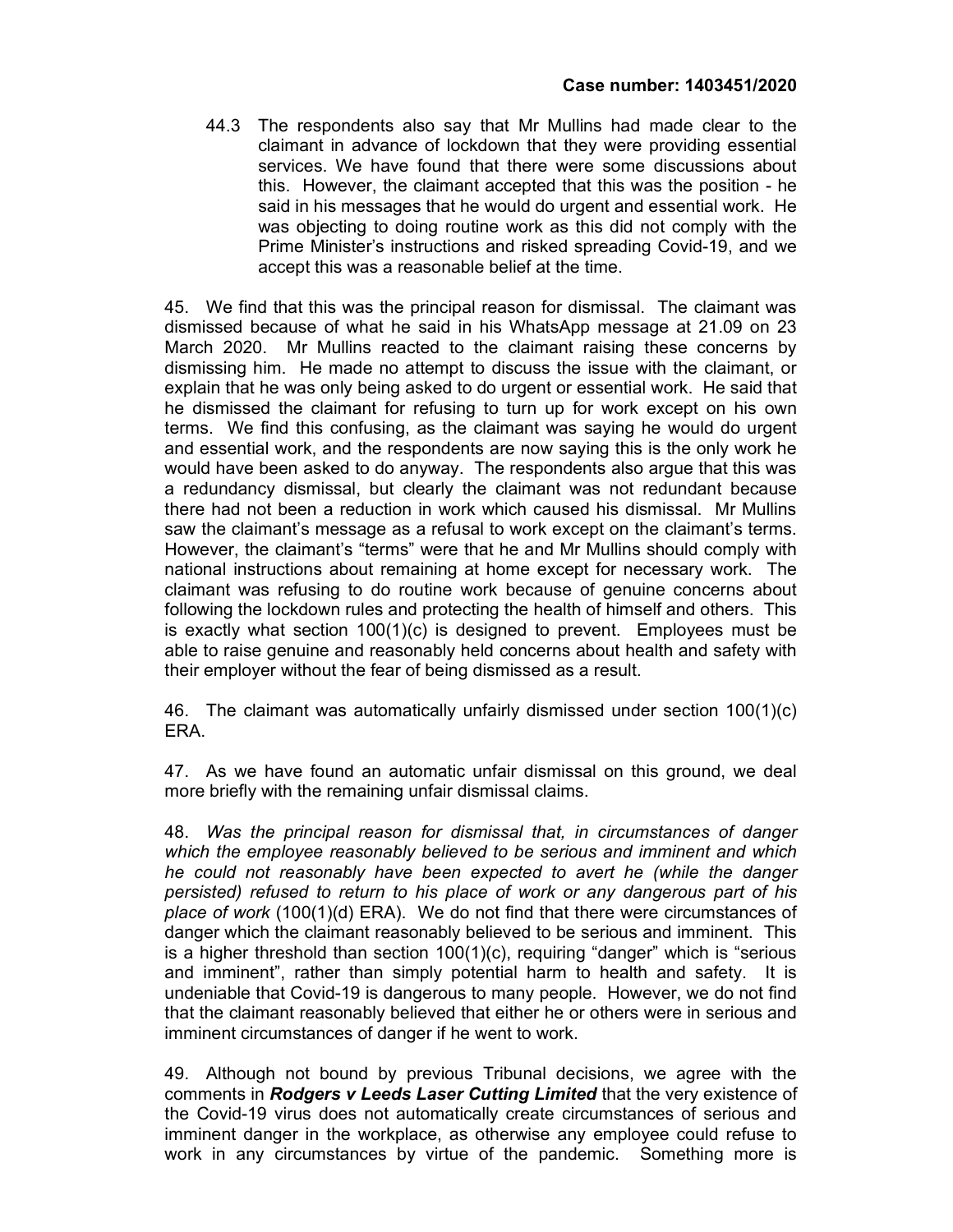44.3 The respondents also say that Mr Mullins had made clear to the claimant in advance of lockdown that they were providing essential services. We have found that there were some discussions about this. However, the claimant accepted that this was the position - he said in his messages that he would do urgent and essential work. He was objecting to doing routine work as this did not comply with the Prime Minister's instructions and risked spreading Covid-19, and we accept this was a reasonable belief at the time.

45. We find that this was the principal reason for dismissal. The claimant was dismissed because of what he said in his WhatsApp message at 21.09 on 23 March 2020. Mr Mullins reacted to the claimant raising these concerns by dismissing him. He made no attempt to discuss the issue with the claimant, or explain that he was only being asked to do urgent or essential work. He said that he dismissed the claimant for refusing to turn up for work except on his own terms. We find this confusing, as the claimant was saying he would do urgent and essential work, and the respondents are now saying this is the only work he would have been asked to do anyway. The respondents also argue that this was a redundancy dismissal, but clearly the claimant was not redundant because there had not been a reduction in work which caused his dismissal. Mr Mullins saw the claimant's message as a refusal to work except on the claimant's terms. However, the claimant's "terms" were that he and Mr Mullins should comply with national instructions about remaining at home except for necessary work. The claimant was refusing to do routine work because of genuine concerns about following the lockdown rules and protecting the health of himself and others. This is exactly what section 100(1)(c) is designed to prevent. Employees must be able to raise genuine and reasonably held concerns about health and safety with their employer without the fear of being dismissed as a result.

46. The claimant was automatically unfairly dismissed under section 100(1)(c) ERA.

47. As we have found an automatic unfair dismissal on this ground, we deal more briefly with the remaining unfair dismissal claims.

48. *Was the principal reason for dismissal that, in circumstances of danger which the employee reasonably believed to be serious and imminent and which he could not reasonably have been expected to avert he (while the danger persisted) refused to return to his place of work or any dangerous part of his place of work* (100(1)(d) ERA). We do not find that there were circumstances of danger which the claimant reasonably believed to be serious and imminent. This is a higher threshold than section 100(1)(c), requiring "danger" which is "serious and imminent", rather than simply potential harm to health and safety. It is undeniable that Covid-19 is dangerous to many people. However, we do not find that the claimant reasonably believed that either he or others were in serious and imminent circumstances of danger if he went to work.

49. Although not bound by previous Tribunal decisions, we agree with the comments in ***Rodgers v Leeds Laser Cutting Limited*** that the very existence of the Covid-19 virus does not automatically create circumstances of serious and imminent danger in the workplace, as otherwise any employee could refuse to work in any circumstances by virtue of the pandemic. Something more is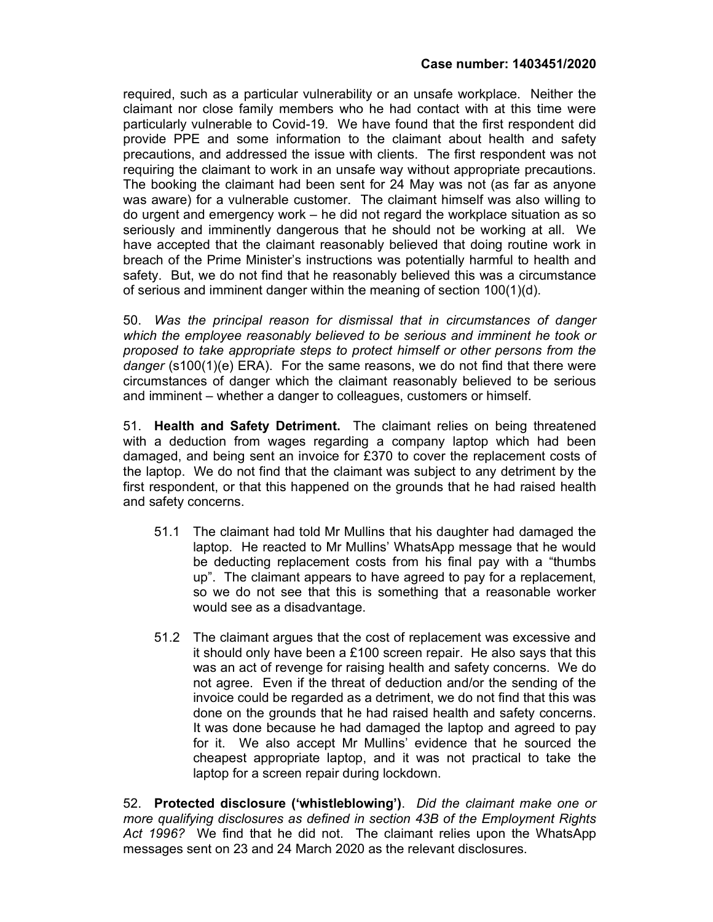required, such as a particular vulnerability or an unsafe workplace. Neither the claimant nor close family members who he had contact with at this time were particularly vulnerable to Covid-19. We have found that the first respondent did provide PPE and some information to the claimant about health and safety precautions, and addressed the issue with clients. The first respondent was not requiring the claimant to work in an unsafe way without appropriate precautions. The booking the claimant had been sent for 24 May was not (as far as anyone was aware) for a vulnerable customer. The claimant himself was also willing to do urgent and emergency work – he did not regard the workplace situation as so seriously and imminently dangerous that he should not be working at all. We have accepted that the claimant reasonably believed that doing routine work in breach of the Prime Minister's instructions was potentially harmful to health and safety. But, we do not find that he reasonably believed this was a circumstance of serious and imminent danger within the meaning of section 100(1)(d).

50. *Was the principal reason for dismissal that in circumstances of danger which the employee reasonably believed to be serious and imminent he took or proposed to take appropriate steps to protect himself or other persons from the danger* (s100(1)(e) ERA). For the same reasons, we do not find that there were circumstances of danger which the claimant reasonably believed to be serious and imminent – whether a danger to colleagues, customers or himself.

51. **Health and Safety Detriment.** The claimant relies on being threatened with a deduction from wages regarding a company laptop which had been damaged, and being sent an invoice for £370 to cover the replacement costs of the laptop. We do not find that the claimant was subject to any detriment by the first respondent, or that this happened on the grounds that he had raised health and safety concerns.

51.1 The claimant had told Mr Mullins that his daughter had damaged the laptop. He reacted to Mr Mullins' WhatsApp message that he would be deducting replacement costs from his final pay with a "thumbs up". The claimant appears to have agreed to pay for a replacement, so we do not see that this is something that a reasonable worker would see as a disadvantage.

51.2 The claimant argues that the cost of replacement was excessive and it should only have been a £100 screen repair. He also says that this was an act of revenge for raising health and safety concerns. We do not agree. Even if the threat of deduction and/or the sending of the invoice could be regarded as a detriment, we do not find that this was done on the grounds that he had raised health and safety concerns. It was done because he had damaged the laptop and agreed to pay for it. We also accept Mr Mullins' evidence that he sourced the cheapest appropriate laptop, and it was not practical to take the laptop for a screen repair during lockdown.

52. **Protected disclosure ('whistleblowing')**. *Did the claimant make one or more qualifying disclosures as defined in section 43B of the Employment Rights Act 1996?* We find that he did not. The claimant relies upon the WhatsApp messages sent on 23 and 24 March 2020 as the relevant disclosures.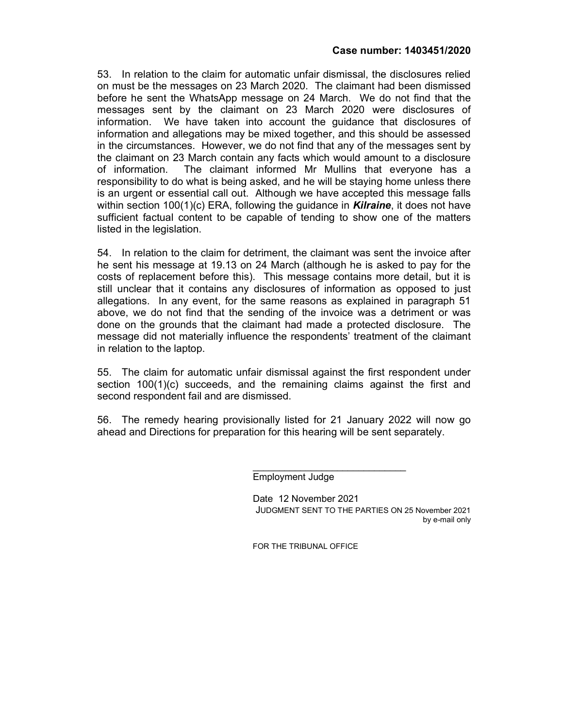53. In relation to the claim for automatic unfair dismissal, the disclosures relied on must be the messages on 23 March 2020. The claimant had been dismissed before he sent the WhatsApp message on 24 March. We do not find that the messages sent by the claimant on 23 March 2020 were disclosures of information. We have taken into account the guidance that disclosures of information and allegations may be mixed together, and this should be assessed in the circumstances. However, we do not find that any of the messages sent by the claimant on 23 March contain any facts which would amount to a disclosure of information. The claimant informed Mr Mullins that everyone has a responsibility to do what is being asked, and he will be staying home unless there is an urgent or essential call out. Although we have accepted this message falls within section 100(1)(c) ERA, following the guidance in ***Kilraine***, it does not have sufficient factual content to be capable of tending to show one of the matters listed in the legislation.

54. In relation to the claim for detriment, the claimant was sent the invoice after he sent his message at 19.13 on 24 March (although he is asked to pay for the costs of replacement before this). This message contains more detail, but it is still unclear that it contains any disclosures of information as opposed to just allegations. In any event, for the same reasons as explained in paragraph 51 above, we do not find that the sending of the invoice was a detriment or was done on the grounds that the claimant had made a protected disclosure. The message did not materially influence the respondents' treatment of the claimant in relation to the laptop.

55. The claim for automatic unfair dismissal against the first respondent under section 100(1)(c) succeeds, and the remaining claims against the first and second respondent fail and are dismissed.

56. The remedy hearing provisionally listed for 21 January 2022 will now go ahead and Directions for preparation for this hearing will be sent separately.

\_\_\_\_\_\_\_\_\_\_\_\_\_\_\_\_\_\_\_\_\_\_\_\_\_\_\_\_

Employment Judge

Date 12 November 2021

JUDGMENT SENT TO THE PARTIES ON 25 November 2021
by e-mail only

FOR THE TRIBUNAL OFFICE